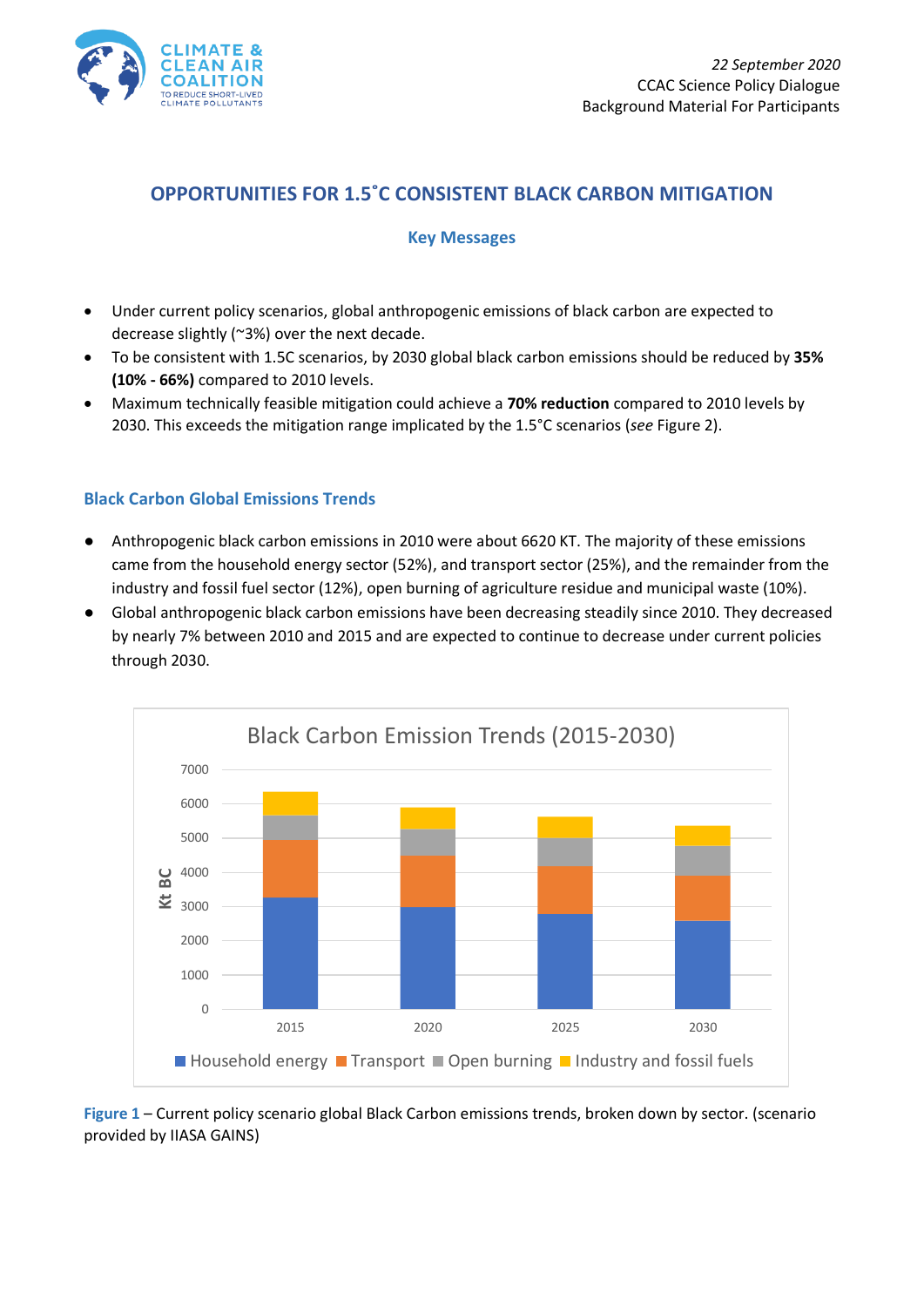22 September 2020
CCAC Science Policy Dialogue
Background Material For Participants

# OPPORTUNITIES FOR 1.5˚C CONSISTENT BLACK CARBON MITIGATION

## Key Messages

- Under current policy scenarios, global anthropogenic emissions of black carbon are expected to decrease slightly (~3%) over the next decade.
- To be consistent with 1.5C scenarios, by 2030 global black carbon emissions should be reduced by **35% (10% - 66%)** compared to 2010 levels.
- Maximum technically feasible mitigation could achieve a **70% reduction** compared to 2010 levels by 2030. This exceeds the mitigation range implicated by the 1.5°C scenarios (*see* Figure 2).

## Black Carbon Global Emissions Trends

- Anthropogenic black carbon emissions in 2010 were about 6620 KT. The majority of these emissions came from the household energy sector (52%), and transport sector (25%), and the remainder from the industry and fossil fuel sector (12%), open burning of agriculture residue and municipal waste (10%).
- Global anthropogenic black carbon emissions have been decreasing steadily since 2010. They decreased by nearly 7% between 2010 and 2015 and are expected to continue to decrease under current policies through 2030.

**Figure 1** – Current policy scenario global Black Carbon emissions trends, broken down by sector. (scenario provided by IIASA GAINS)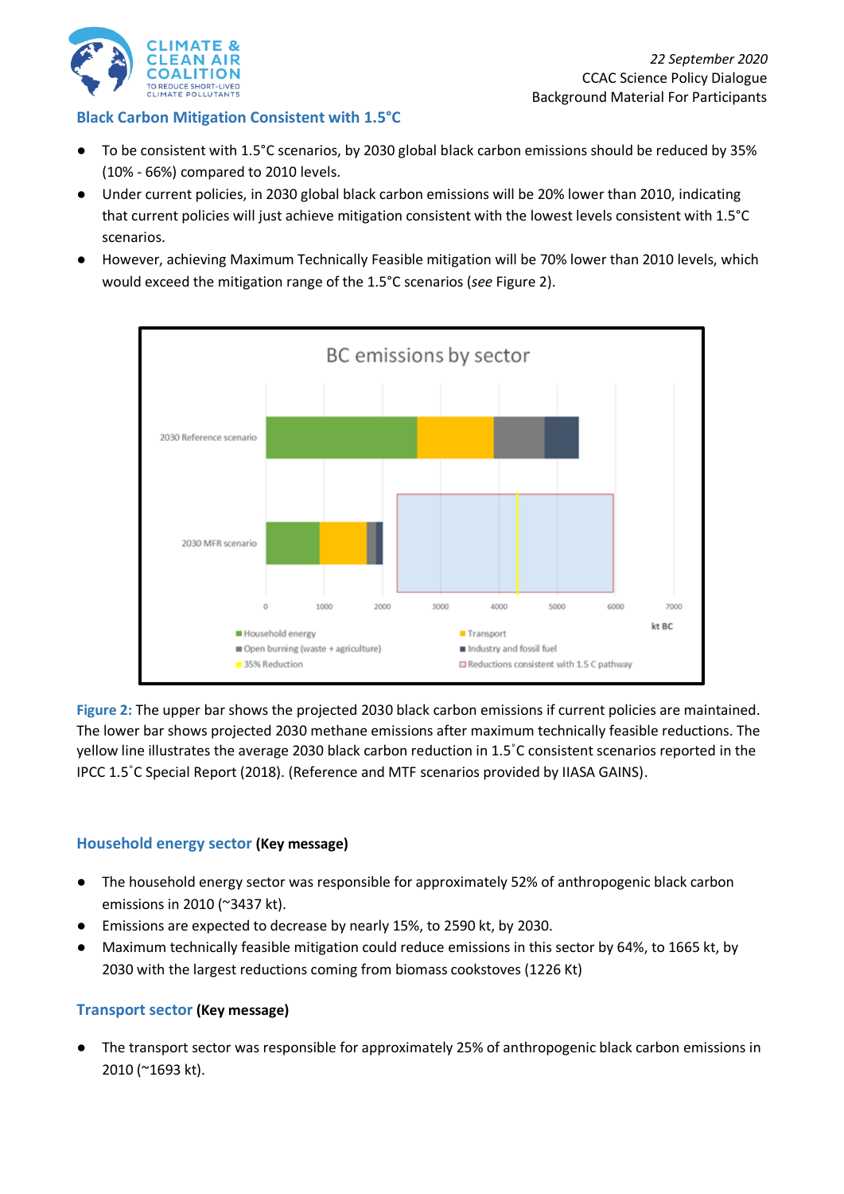## Black Carbon Mitigation Consistent with 1.5°C

- To be consistent with 1.5°C scenarios, by 2030 global black carbon emissions should be reduced by 35% (10% - 66%) compared to 2010 levels.
- Under current policies, in 2030 global black carbon emissions will be 20% lower than 2010, indicating that current policies will just achieve mitigation consistent with the lowest levels consistent with 1.5°C scenarios.
- However, achieving Maximum Technically Feasible mitigation will be 70% lower than 2010 levels, which would exceed the mitigation range of the 1.5°C scenarios (*see* Figure 2).

**Figure 2:** The upper bar shows the projected 2030 black carbon emissions if current policies are maintained. The lower bar shows projected 2030 methane emissions after maximum technically feasible reductions. The yellow line illustrates the average 2030 black carbon reduction in 1.5˚C consistent scenarios reported in the IPCC 1.5˚C Special Report (2018). (Reference and MTF scenarios provided by IIASA GAINS).

## Household energy sector (Key message)

- The household energy sector was responsible for approximately 52% of anthropogenic black carbon emissions in 2010 (~3437 kt).
- Emissions are expected to decrease by nearly 15%, to 2590 kt, by 2030.
- Maximum technically feasible mitigation could reduce emissions in this sector by 64%, to 1665 kt, by 2030 with the largest reductions coming from biomass cookstoves (1226 Kt)

## Transport sector (Key message)

- The transport sector was responsible for approximately 25% of anthropogenic black carbon emissions in 2010 (~1693 kt).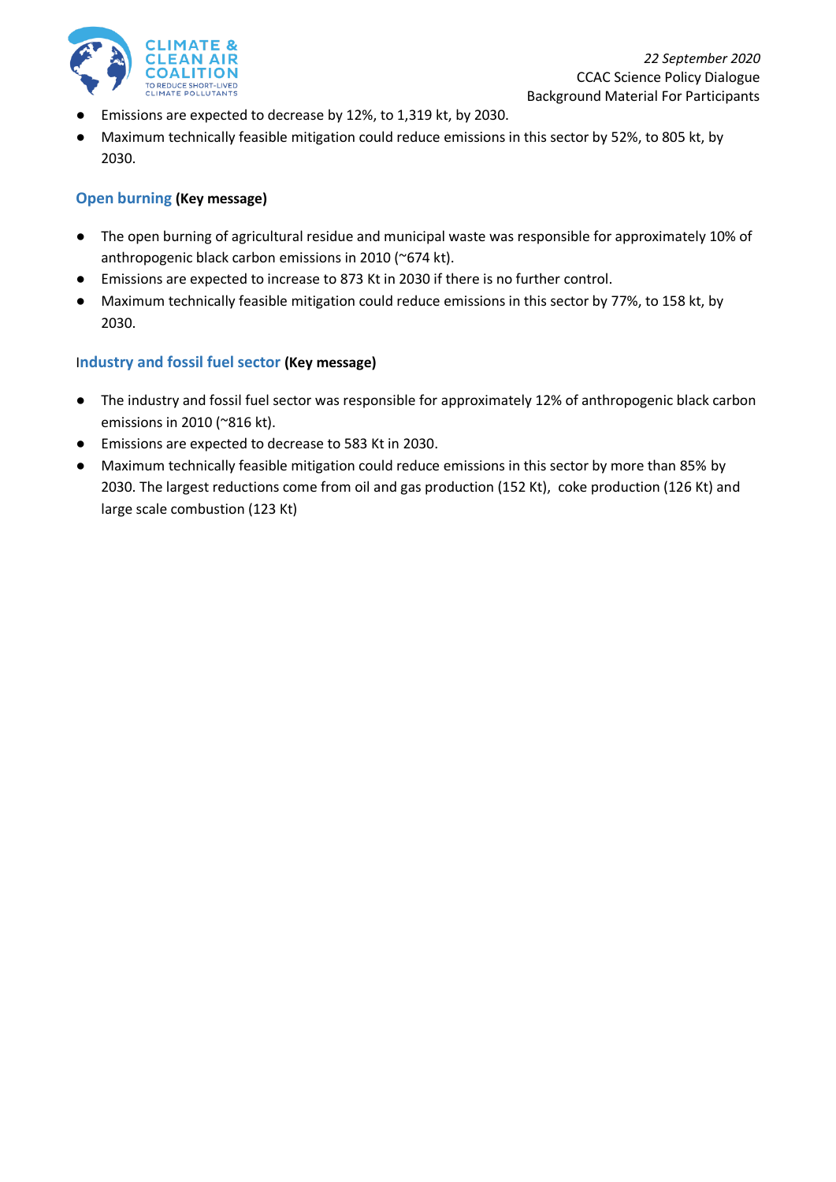- Emissions are expected to decrease by 12%, to 1,319 kt, by 2030.
- Maximum technically feasible mitigation could reduce emissions in this sector by 52%, to 805 kt, by 2030.

### Open burning **(Key message)**

- The open burning of agricultural residue and municipal waste was responsible for approximately 10% of anthropogenic black carbon emissions in 2010 (~674 kt).
- Emissions are expected to increase to 873 Kt in 2030 if there is no further control.
- Maximum technically feasible mitigation could reduce emissions in this sector by 77%, to 158 kt, by 2030.

### Industry and fossil fuel sector **(Key message)**

- The industry and fossil fuel sector was responsible for approximately 12% of anthropogenic black carbon emissions in 2010 (~816 kt).
- Emissions are expected to decrease to 583 Kt in 2030.
- Maximum technically feasible mitigation could reduce emissions in this sector by more than 85% by 2030. The largest reductions come from oil and gas production (152 Kt), coke production (126 Kt) and large scale combustion (123 Kt)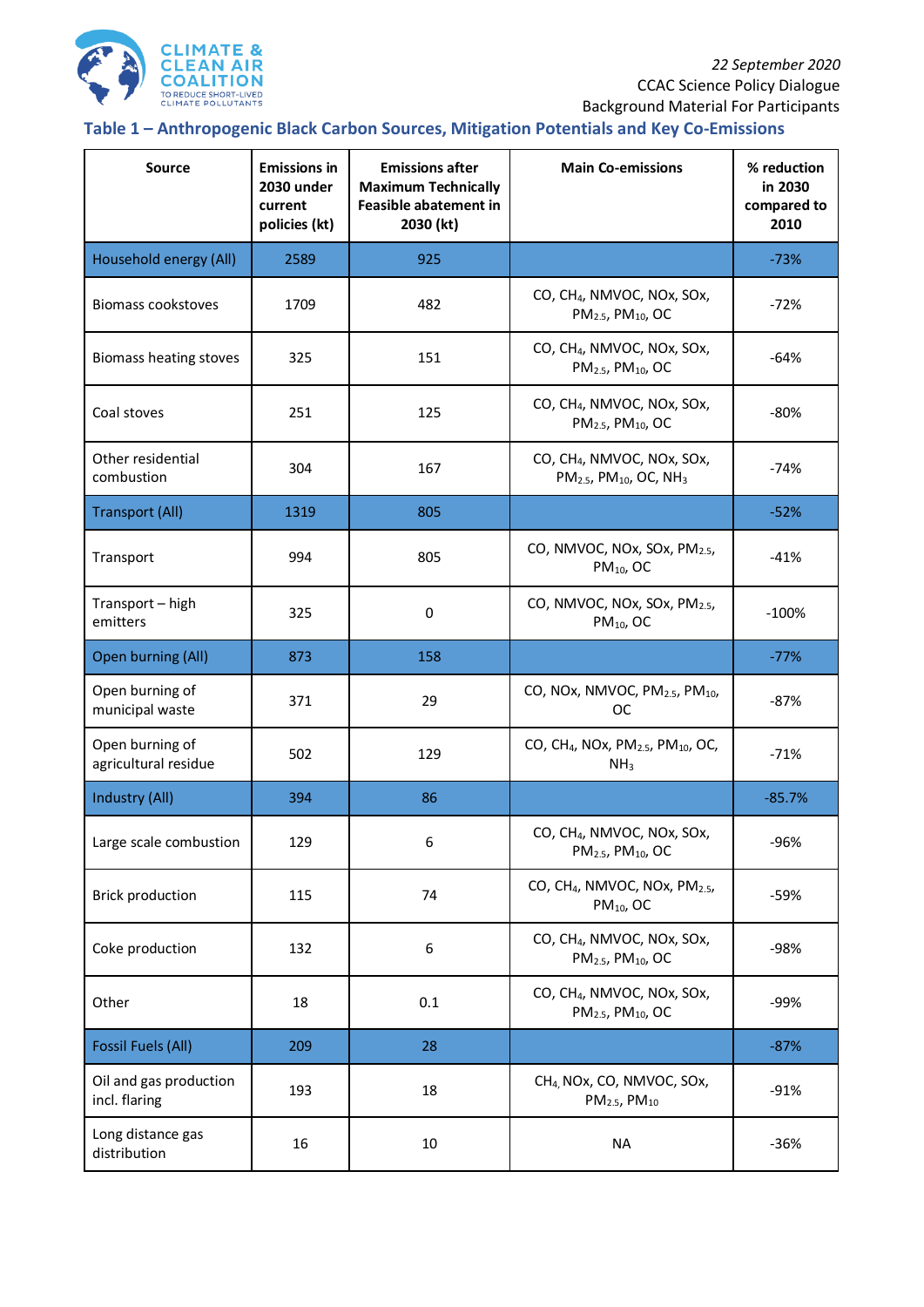22 September 2020
CCAC Science Policy Dialogue
Background Material For Participants

### Table 1 – Anthropogenic Black Carbon Sources, Mitigation Potentials and Key Co-Emissions

| Source | Emissions in 2030 under current policies (kt) | Emissions after Maximum Technically Feasible abatement in 2030 (kt) | Main Co-emissions | % reduction in 2030 compared to 2010 |
|---|---|---|---|---|
| Household energy (All) | 2589 | 925 | | -73% |
| Biomass cookstoves | 1709 | 482 | CO, $CH_4$, NMVOC, NOx, SOx, $PM_{2.5}$, $PM_{10}$, OC | -72% |
| Biomass heating stoves | 325 | 151 | CO, $CH_4$, NMVOC, NOx, SOx, $PM_{2.5}$, $PM_{10}$, OC | -64% |
| Coal stoves | 251 | 125 | CO, $CH_4$, NMVOC, NOx, SOx, $PM_{2.5}$, $PM_{10}$, OC | -80% |
| Other residential combustion | 304 | 167 | CO, $CH_4$, NMVOC, NOx, SOx, $PM_{2.5}$, $PM_{10}$, OC, $NH_3$ | -74% |
| Transport (All) | 1319 | 805 | | -52% |
| Transport | 994 | 805 | CO, NMVOC, NOx, SOx, $PM_{2.5}$, $PM_{10}$, OC | -41% |
| Transport – high emitters | 325 | 0 | CO, NMVOC, NOx, SOx, $PM_{2.5}$, $PM_{10}$, OC | -100% |
| Open burning (All) | 873 | 158 | | -77% |
| Open burning of municipal waste | 371 | 29 | CO, NOx, NMVOC, $PM_{2.5}$, $PM_{10}$, OC | -87% |
| Open burning of agricultural residue | 502 | 129 | CO, $CH_4$, NOx, $PM_{2.5}$, $PM_{10}$, OC, $NH_3$ | -71% |
| Industry (All) | 394 | 86 | | -85.7% |
| Large scale combustion | 129 | 6 | CO, $CH_4$, NMVOC, NOx, SOx, $PM_{2.5}$, $PM_{10}$, OC | -96% |
| Brick production | 115 | 74 | CO, $CH_4$, NMVOC, NOx, $PM_{2.5}$, $PM_{10}$, OC | -59% |
| Coke production | 132 | 6 | CO, $CH_4$, NMVOC, NOx, SOx, $PM_{2.5}$, $PM_{10}$, OC | -98% |
| Other | 18 | 0.1 | CO, $CH_4$, NMVOC, NOx, SOx, $PM_{2.5}$, $PM_{10}$, OC | -99% |
| Fossil Fuels (All) | 209 | 28 | | -87% |
| Oil and gas production incl. flaring | 193 | 18 | $CH_4$, NOx, CO, NMVOC, SOx, $PM_{2.5}$, $PM_{10}$ | -91% |
| Long distance gas distribution | 16 | 10 | NA | -36% |